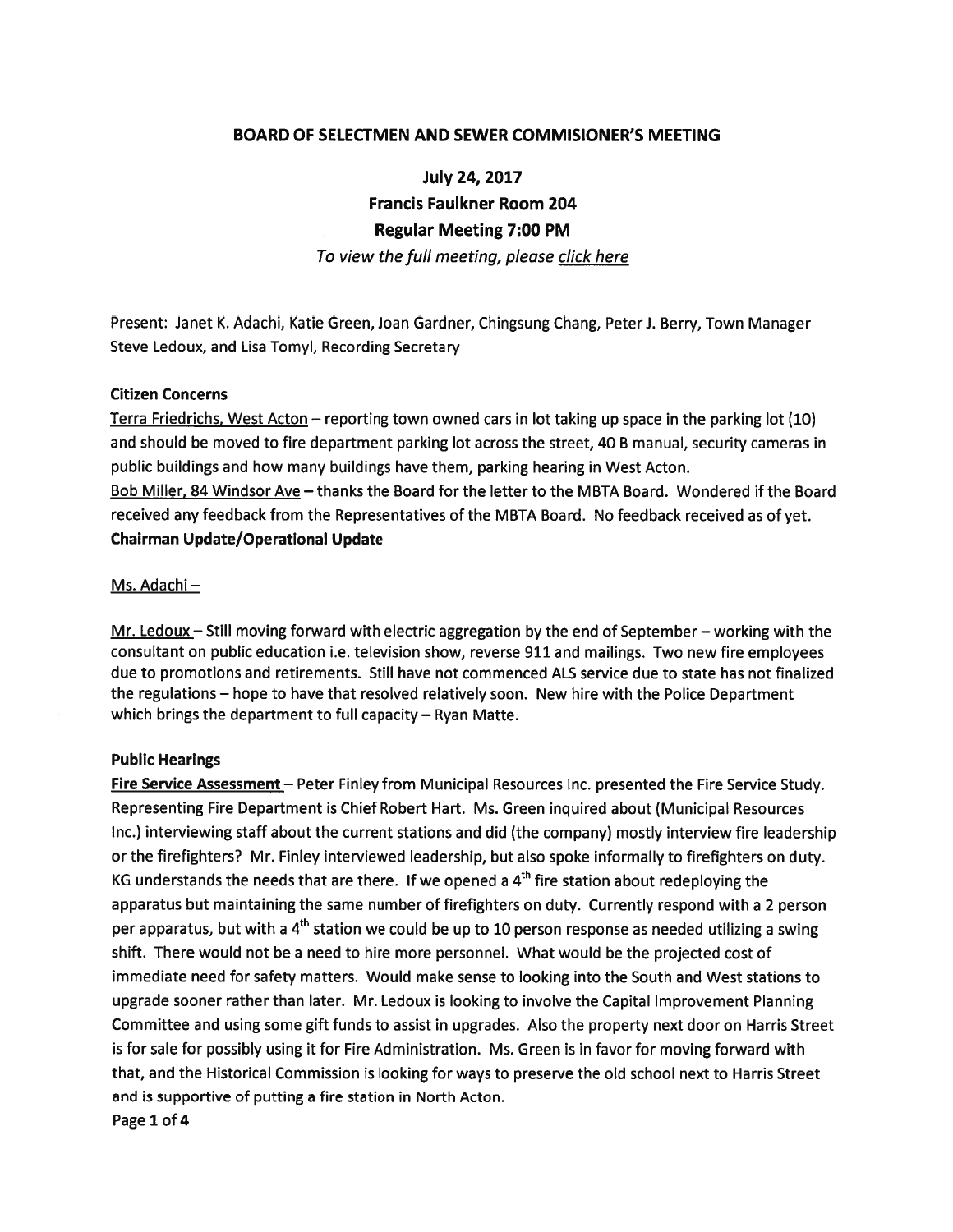# BOARD OF SELECTMEN AND SEWER COMMISIONER'S MEETING

## July 24, 2017
## Francis Faulkner Room 204
## Regular Meeting 7:00 PM

*To view the full meeting, please click here*

Present: Janet K. Adachi, Katie Green, Joan Gardner, Chingsung Chang, Peter J. Berry, Town Manager Steve Ledoux, and Lisa Tomyl, Recording Secretary

### Citizen Concerns

Terra Friedrichs, West Acton – reporting town owned cars in lot taking up space in the parking lot (10) and should be moved to fire department parking lot across the street, 40 B manual, security cameras in public buildings and how many buildings have them, parking hearing in West Acton.

Bob Miller, 84 Windsor Ave – thanks the Board for the letter to the MBTA Board. Wondered if the Board received any feedback from the Representatives of the MBTA Board. No feedback received as of yet.

### Chairman Update/Operational Update

Ms. Adachi –

Mr. Ledoux – Still moving forward with electric aggregation by the end of September – working with the consultant on public education i.e. television show, reverse 911 and mailings. Two new fire employees due to promotions and retirements. Still have not commenced ALS service due to state has not finalized the regulations – hope to have that resolved relatively soon. New hire with the Police Department which brings the department to full capacity – Ryan Matte.

### Public Hearings

**Fire Service Assessment** – Peter Finley from Municipal Resources Inc. presented the Fire Service Study. Representing Fire Department is Chief Robert Hart. Ms. Green inquired about (Municipal Resources Inc.) interviewing staff about the current stations and did (the company) mostly interview fire leadership or the firefighters? Mr. Finley interviewed leadership, but also spoke informally to firefighters on duty. KG understands the needs that are there. If we opened a 4th fire station about redeploying the apparatus but maintaining the same number of firefighters on duty. Currently respond with a 2 person per apparatus, but with a 4th station we could be up to 10 person response as needed utilizing a swing shift. There would not be a need to hire more personnel. What would be the projected cost of immediate need for safety matters. Would make sense to looking into the South and West stations to upgrade sooner rather than later. Mr. Ledoux is looking to involve the Capital Improvement Planning Committee and using some gift funds to assist in upgrades. Also the property next door on Harris Street is for sale for possibly using it for Fire Administration. Ms. Green is in favor for moving forward with that, and the Historical Commission is looking for ways to preserve the old school next to Harris Street and is supportive of putting a fire station in North Acton.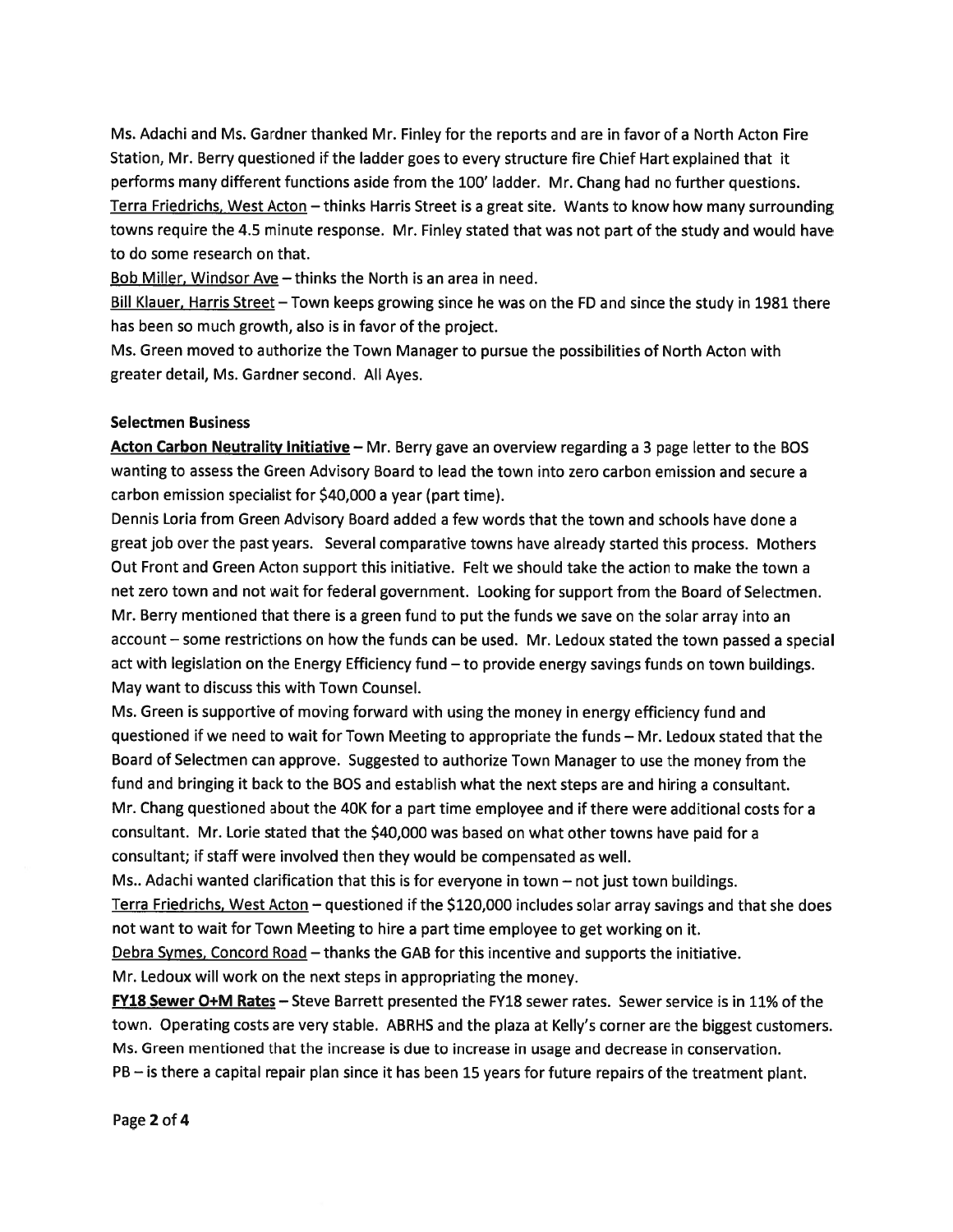Ms. Adachi and Ms. Gardner thanked Mr. Finley for the reports and are in favor of a North Acton Fire Station, Mr. Berry questioned if the ladder goes to every structure fire Chief Hart explained that it performs many different functions aside from the 100' ladder. Mr. Chang had no further questions.

Terra Friedrichs, West Acton – thinks Harris Street is a great site. Wants to know how many surrounding towns require the 4.5 minute response. Mr. Finley stated that was not part of the study and would have to do some research on that.

Bob Miller, Windsor Ave – thinks the North is an area in need.

Bill Klauer, Harris Street – Town keeps growing since he was on the FD and since the study in 1981 there has been so much growth, also is in favor of the project.

Ms. Green moved to authorize the Town Manager to pursue the possibilities of North Acton with greater detail, Ms. Gardner second. All Ayes.

**Selectmen Business**

**Acton Carbon Neutrality Initiative** – Mr. Berry gave an overview regarding a 3 page letter to the BOS wanting to assess the Green Advisory Board to lead the town into zero carbon emission and secure a carbon emission specialist for $40,000 a year (part time).

Dennis Loria from Green Advisory Board added a few words that the town and schools have done a great job over the past years. Several comparative towns have already started this process. Mothers Out Front and Green Acton support this initiative. Felt we should take the action to make the town a net zero town and not wait for federal government. Looking for support from the Board of Selectmen. Mr. Berry mentioned that there is a green fund to put the funds we save on the solar array into an account – some restrictions on how the funds can be used. Mr. Ledoux stated the town passed a special act with legislation on the Energy Efficiency fund – to provide energy savings funds on town buildings. May want to discuss this with Town Counsel.

Ms. Green is supportive of moving forward with using the money in energy efficiency fund and questioned if we need to wait for Town Meeting to appropriate the funds – Mr. Ledoux stated that the Board of Selectmen can approve. Suggested to authorize Town Manager to use the money from the fund and bringing it back to the BOS and establish what the next steps are and hiring a consultant.

Mr. Chang questioned about the 40K for a part time employee and if there were additional costs for a consultant. Mr. Lorie stated that the $40,000 was based on what other towns have paid for a consultant; if staff were involved then they would be compensated as well.

Ms.. Adachi wanted clarification that this is for everyone in town – not just town buildings.

Terra Friedrichs, West Acton – questioned if the $120,000 includes solar array savings and that she does not want to wait for Town Meeting to hire a part time employee to get working on it.

Debra Symes, Concord Road – thanks the GAB for this incentive and supports the initiative.

Mr. Ledoux will work on the next steps in appropriating the money.

**FY18 Sewer O+M Rates** – Steve Barrett presented the FY18 sewer rates. Sewer service is in 11% of the town. Operating costs are very stable. ABRHS and the plaza at Kelly's corner are the biggest customers. Ms. Green mentioned that the increase is due to increase in usage and decrease in conservation.

PB – is there a capital repair plan since it has been 15 years for future repairs of the treatment plant.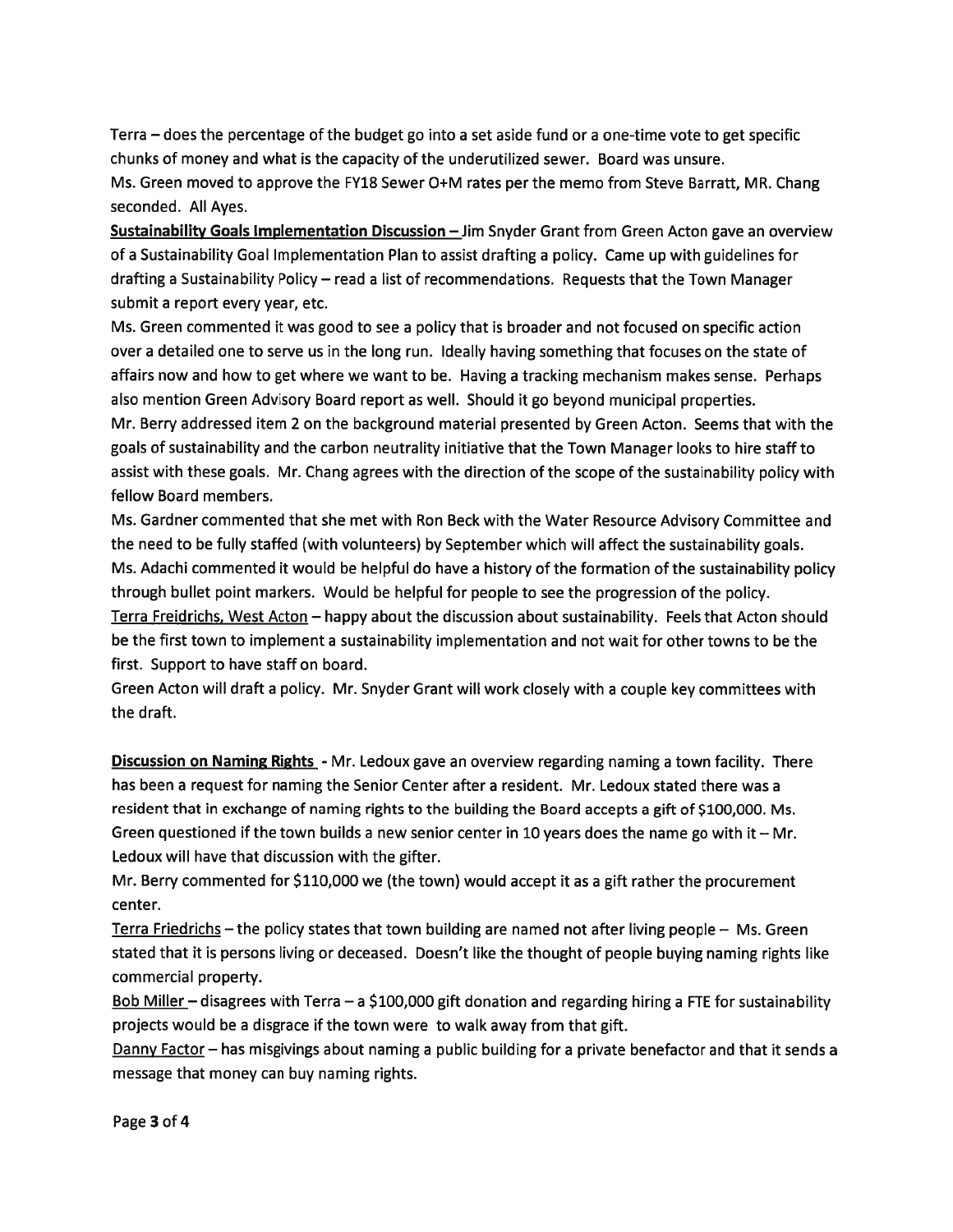Terra – does the percentage of the budget go into a set aside fund or a one-time vote to get specific chunks of money and what is the capacity of the underutilized sewer. Board was unsure.

Ms. Green moved to approve the FY18 Sewer O+M rates per the memo from Steve Barratt, MR. Chang seconded. All Ayes.

**Sustainability Goals Implementation Discussion** – Jim Snyder Grant from Green Acton gave an overview of a Sustainability Goal Implementation Plan to assist drafting a policy. Came up with guidelines for drafting a Sustainability Policy – read a list of recommendations. Requests that the Town Manager submit a report every year, etc.

Ms. Green commented it was good to see a policy that is broader and not focused on specific action over a detailed one to serve us in the long run. Ideally having something that focuses on the state of affairs now and how to get where we want to be. Having a tracking mechanism makes sense. Perhaps also mention Green Advisory Board report as well. Should it go beyond municipal properties.

Mr. Berry addressed item 2 on the background material presented by Green Acton. Seems that with the goals of sustainability and the carbon neutrality initiative that the Town Manager looks to hire staff to assist with these goals. Mr. Chang agrees with the direction of the scope of the sustainability policy with fellow Board members.

Ms. Gardner commented that she met with Ron Beck with the Water Resource Advisory Committee and the need to be fully staffed (with volunteers) by September which will affect the sustainability goals.

Ms. Adachi commented it would be helpful do have a history of the formation of the sustainability policy through bullet point markers. Would be helpful for people to see the progression of the policy.

Terra Freidrichs, West Acton – happy about the discussion about sustainability. Feels that Acton should be the first town to implement a sustainability implementation and not wait for other towns to be the first. Support to have staff on board.

Green Acton will draft a policy. Mr. Snyder Grant will work closely with a couple key committees with the draft.

**Discussion on Naming Rights** - Mr. Ledoux gave an overview regarding naming a town facility. There has been a request for naming the Senior Center after a resident. Mr. Ledoux stated there was a resident that in exchange of naming rights to the building the Board accepts a gift of $100,000. Ms. Green questioned if the town builds a new senior center in 10 years does the name go with it – Mr. Ledoux will have that discussion with the gifter.

Mr. Berry commented for $110,000 we (the town) would accept it as a gift rather the procurement center.

Terra Friedrichs – the policy states that town building are named not after living people – Ms. Green stated that it is persons living or deceased. Doesn't like the thought of people buying naming rights like commercial property.

Bob Miller – disagrees with Terra – a $100,000 gift donation and regarding hiring a FTE for sustainability projects would be a disgrace if the town were to walk away from that gift.

Danny Factor – has misgivings about naming a public building for a private benefactor and that it sends a message that money can buy naming rights.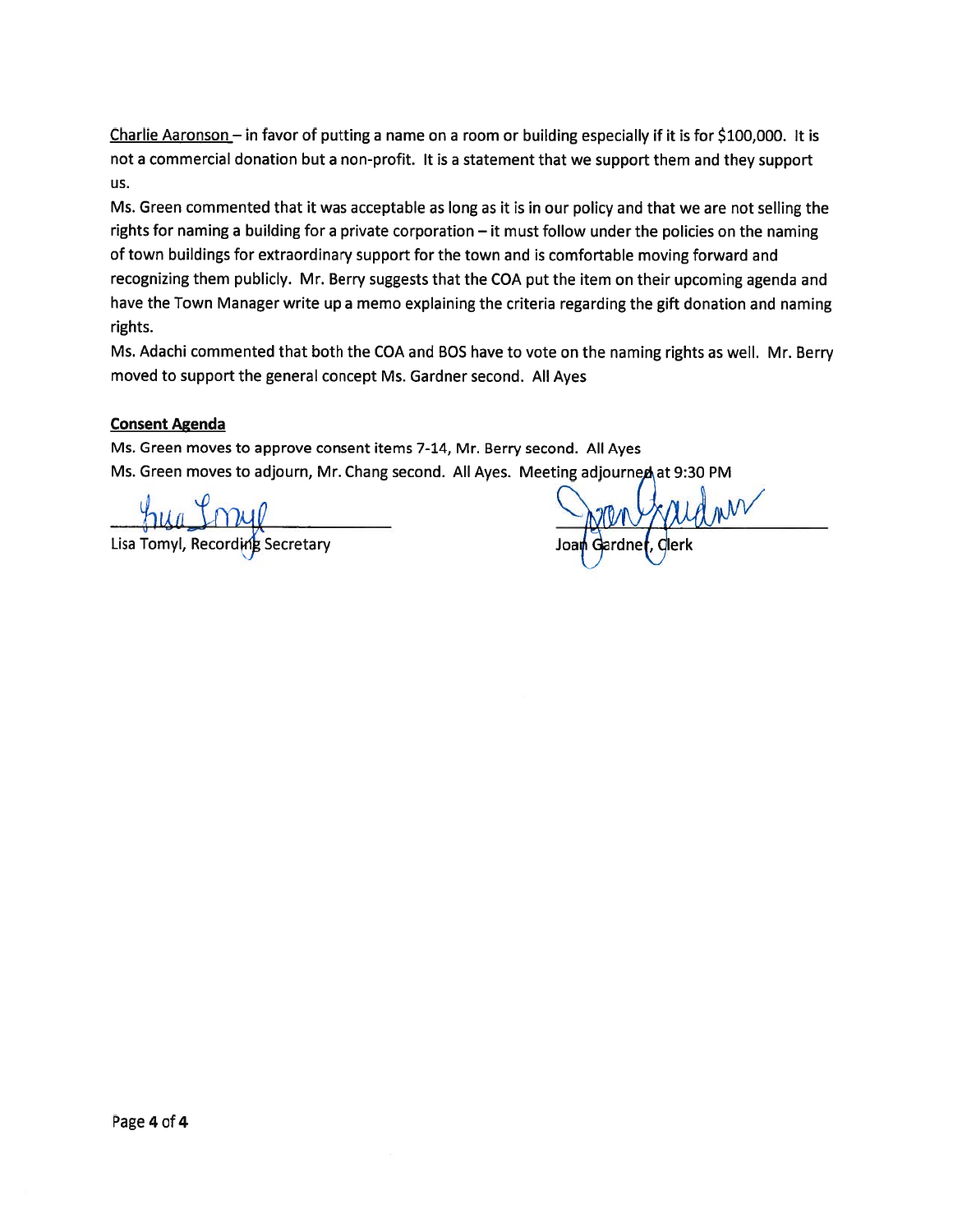Charlie Aaronson – in favor of putting a name on a room or building especially if it is for $100,000. It is not a commercial donation but a non-profit. It is a statement that we support them and they support us.

Ms. Green commented that it was acceptable as long as it is in our policy and that we are not selling the rights for naming a building for a private corporation – it must follow under the policies on the naming of town buildings for extraordinary support for the town and is comfortable moving forward and recognizing them publicly. Mr. Berry suggests that the COA put the item on their upcoming agenda and have the Town Manager write up a memo explaining the criteria regarding the gift donation and naming rights.

Ms. Adachi commented that both the COA and BOS have to vote on the naming rights as well. Mr. Berry moved to support the general concept Ms. Gardner second. All Ayes

**Consent Agenda**

Ms. Green moves to approve consent items 7-14, Mr. Berry second. All Ayes

Ms. Green moves to adjourn, Mr. Chang second. All Ayes. Meeting adjourned at 9:30 PM

Lisa Tomyl, Recording Secretary

Joan Gardner, Clerk